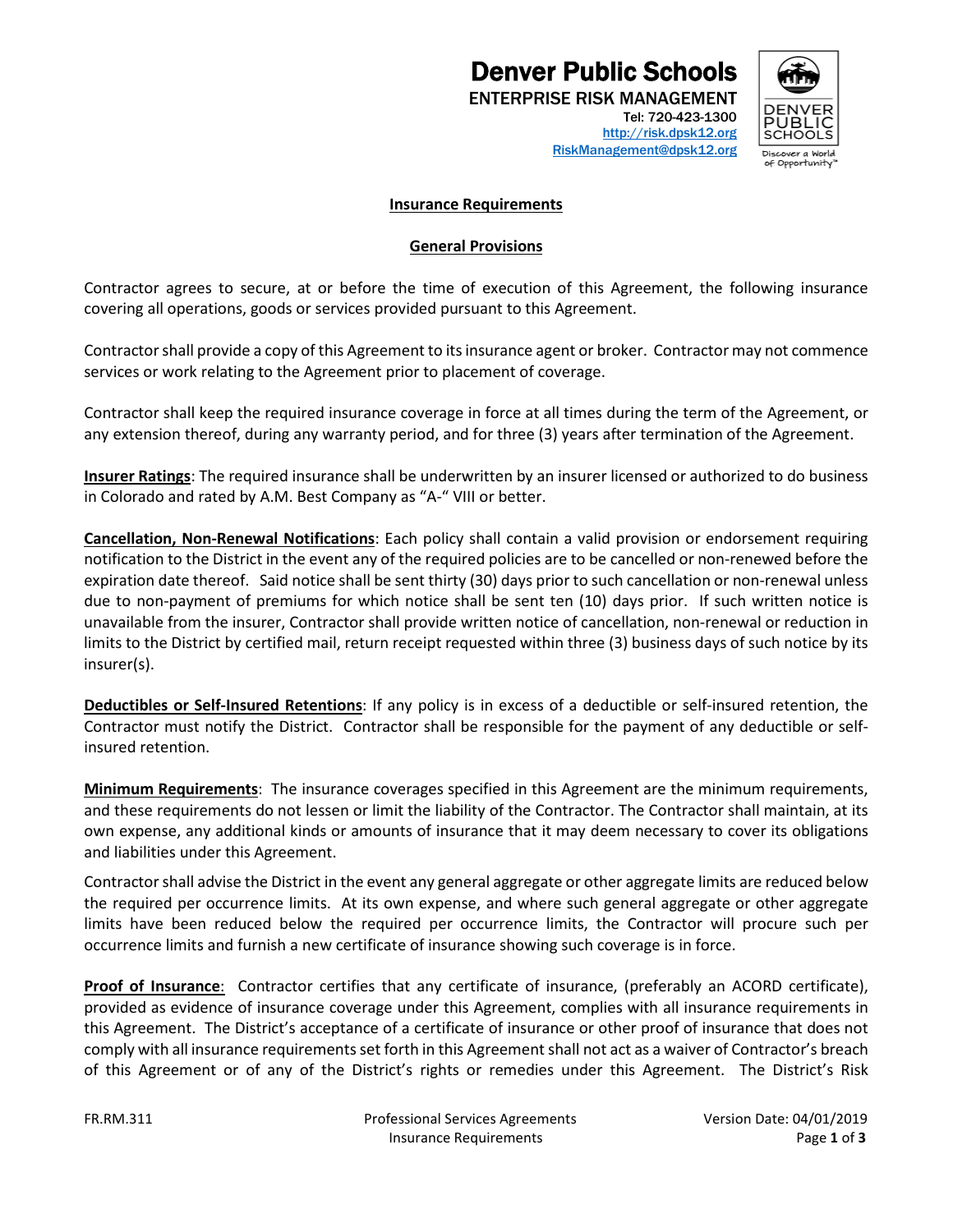# Denver Public Schools

ENTERPRISE RISK MANAGEMENT
Tel: 720-423-1300
http://risk.dpsk12.org
RiskManagement@dpsk12.org

## Insurance Requirements

### General Provisions

Contractor agrees to secure, at or before the time of execution of this Agreement, the following insurance covering all operations, goods or services provided pursuant to this Agreement.

Contractor shall provide a copy of this Agreement to its insurance agent or broker. Contractor may not commence services or work relating to the Agreement prior to placement of coverage.

Contractor shall keep the required insurance coverage in force at all times during the term of the Agreement, or any extension thereof, during any warranty period, and for three (3) years after termination of the Agreement.

**Insurer Ratings**: The required insurance shall be underwritten by an insurer licensed or authorized to do business in Colorado and rated by A.M. Best Company as "A-" VIII or better.

**Cancellation, Non-Renewal Notifications**: Each policy shall contain a valid provision or endorsement requiring notification to the District in the event any of the required policies are to be cancelled or non-renewed before the expiration date thereof. Said notice shall be sent thirty (30) days prior to such cancellation or non-renewal unless due to non-payment of premiums for which notice shall be sent ten (10) days prior. If such written notice is unavailable from the insurer, Contractor shall provide written notice of cancellation, non-renewal or reduction in limits to the District by certified mail, return receipt requested within three (3) business days of such notice by its insurer(s).

**Deductibles or Self-Insured Retentions**: If any policy is in excess of a deductible or self-insured retention, the Contractor must notify the District. Contractor shall be responsible for the payment of any deductible or self-insured retention.

**Minimum Requirements**: The insurance coverages specified in this Agreement are the minimum requirements, and these requirements do not lessen or limit the liability of the Contractor. The Contractor shall maintain, at its own expense, any additional kinds or amounts of insurance that it may deem necessary to cover its obligations and liabilities under this Agreement.

Contractor shall advise the District in the event any general aggregate or other aggregate limits are reduced below the required per occurrence limits. At its own expense, and where such general aggregate or other aggregate limits have been reduced below the required per occurrence limits, the Contractor will procure such per occurrence limits and furnish a new certificate of insurance showing such coverage is in force.

**Proof of Insurance**: Contractor certifies that any certificate of insurance, (preferably an ACORD certificate), provided as evidence of insurance coverage under this Agreement, complies with all insurance requirements in this Agreement. The District's acceptance of a certificate of insurance or other proof of insurance that does not comply with all insurance requirements set forth in this Agreement shall not act as a waiver of Contractor's breach of this Agreement or of any of the District's rights or remedies under this Agreement. The District's Risk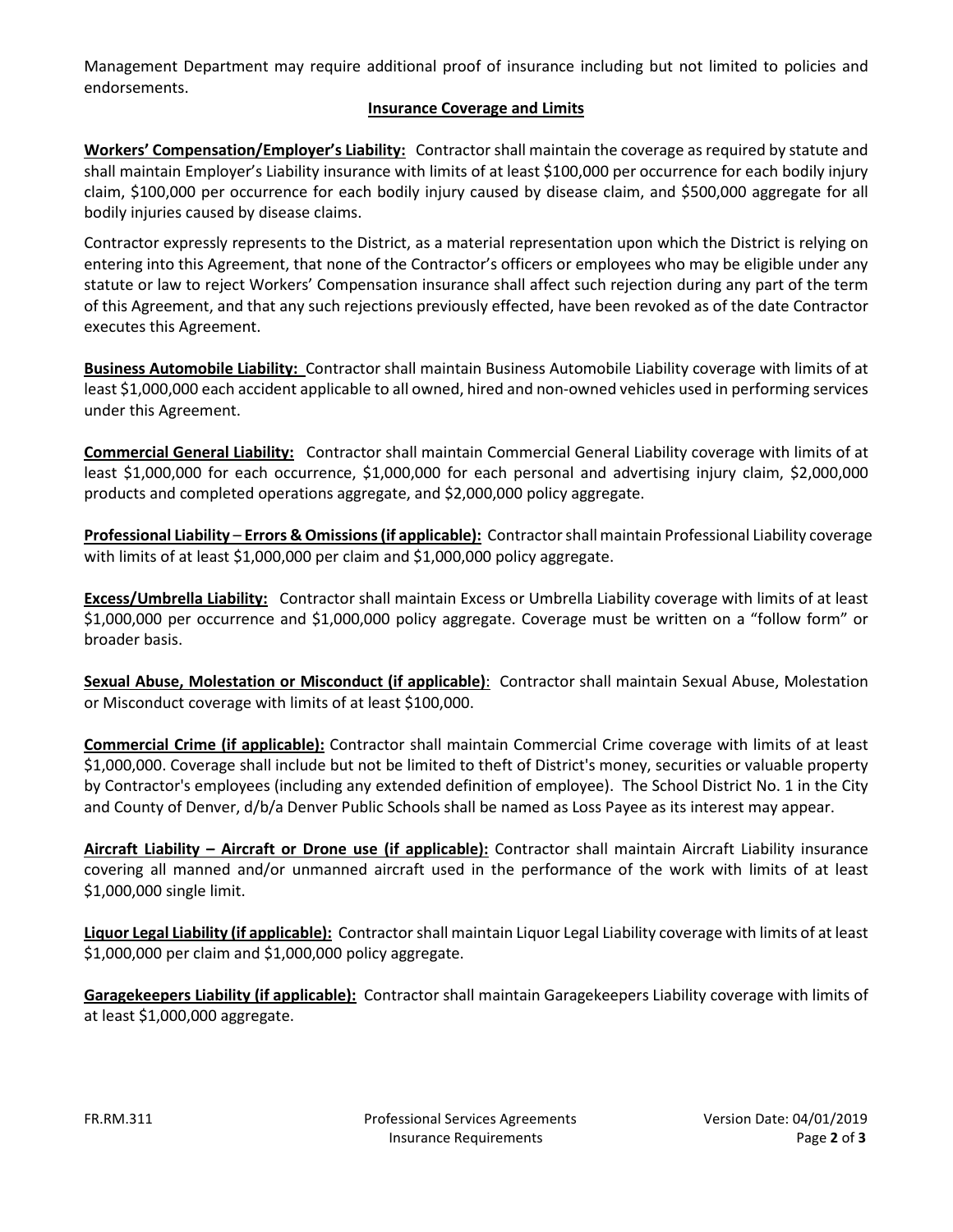Management Department may require additional proof of insurance including but not limited to policies and endorsements.

**Insurance Coverage and Limits**

**Workers' Compensation/Employer's Liability:** Contractor shall maintain the coverage as required by statute and shall maintain Employer's Liability insurance with limits of at least $100,000 per occurrence for each bodily injury claim, $100,000 per occurrence for each bodily injury caused by disease claim, and $500,000 aggregate for all bodily injuries caused by disease claims.

Contractor expressly represents to the District, as a material representation upon which the District is relying on entering into this Agreement, that none of the Contractor's officers or employees who may be eligible under any statute or law to reject Workers' Compensation insurance shall affect such rejection during any part of the term of this Agreement, and that any such rejections previously effected, have been revoked as of the date Contractor executes this Agreement.

**Business Automobile Liability:** Contractor shall maintain Business Automobile Liability coverage with limits of at least $1,000,000 each accident applicable to all owned, hired and non-owned vehicles used in performing services under this Agreement.

**Commercial General Liability:** Contractor shall maintain Commercial General Liability coverage with limits of at least $1,000,000 for each occurrence, $1,000,000 for each personal and advertising injury claim, $2,000,000 products and completed operations aggregate, and $2,000,000 policy aggregate.

**Professional Liability – Errors & Omissions (if applicable):** Contractor shall maintain Professional Liability coverage with limits of at least $1,000,000 per claim and $1,000,000 policy aggregate.

**Excess/Umbrella Liability:** Contractor shall maintain Excess or Umbrella Liability coverage with limits of at least $1,000,000 per occurrence and $1,000,000 policy aggregate. Coverage must be written on a "follow form" or broader basis.

**Sexual Abuse, Molestation or Misconduct (if applicable)**: Contractor shall maintain Sexual Abuse, Molestation or Misconduct coverage with limits of at least $100,000.

**Commercial Crime (if applicable):** Contractor shall maintain Commercial Crime coverage with limits of at least $1,000,000. Coverage shall include but not be limited to theft of District's money, securities or valuable property by Contractor's employees (including any extended definition of employee). The School District No. 1 in the City and County of Denver, d/b/a Denver Public Schools shall be named as Loss Payee as its interest may appear.

**Aircraft Liability – Aircraft or Drone use (if applicable):** Contractor shall maintain Aircraft Liability insurance covering all manned and/or unmanned aircraft used in the performance of the work with limits of at least $1,000,000 single limit.

**Liquor Legal Liability (if applicable):** Contractor shall maintain Liquor Legal Liability coverage with limits of at least $1,000,000 per claim and $1,000,000 policy aggregate.

**Garagekeepers Liability (if applicable):** Contractor shall maintain Garagekeepers Liability coverage with limits of at least $1,000,000 aggregate.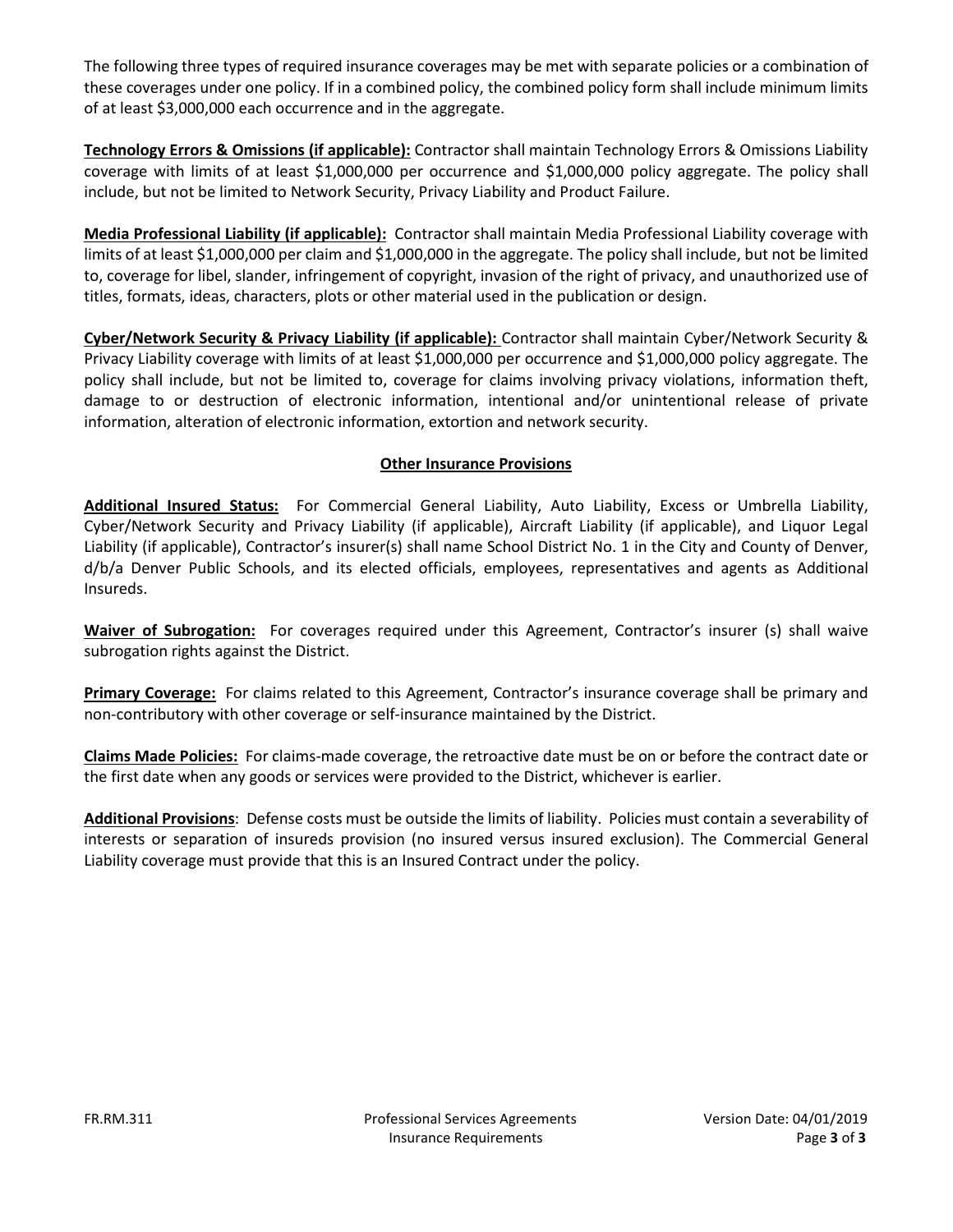The following three types of required insurance coverages may be met with separate policies or a combination of these coverages under one policy. If in a combined policy, the combined policy form shall include minimum limits of at least $3,000,000 each occurrence and in the aggregate.

**Technology Errors & Omissions (if applicable):** Contractor shall maintain Technology Errors & Omissions Liability coverage with limits of at least $1,000,000 per occurrence and $1,000,000 policy aggregate. The policy shall include, but not be limited to Network Security, Privacy Liability and Product Failure.

**Media Professional Liability (if applicable):** Contractor shall maintain Media Professional Liability coverage with limits of at least $1,000,000 per claim and $1,000,000 in the aggregate. The policy shall include, but not be limited to, coverage for libel, slander, infringement of copyright, invasion of the right of privacy, and unauthorized use of titles, formats, ideas, characters, plots or other material used in the publication or design.

**Cyber/Network Security & Privacy Liability (if applicable):** Contractor shall maintain Cyber/Network Security & Privacy Liability coverage with limits of at least $1,000,000 per occurrence and $1,000,000 policy aggregate. The policy shall include, but not be limited to, coverage for claims involving privacy violations, information theft, damage to or destruction of electronic information, intentional and/or unintentional release of private information, alteration of electronic information, extortion and network security.

## Other Insurance Provisions

**Additional Insured Status:** For Commercial General Liability, Auto Liability, Excess or Umbrella Liability, Cyber/Network Security and Privacy Liability (if applicable), Aircraft Liability (if applicable), and Liquor Legal Liability (if applicable), Contractor's insurer(s) shall name School District No. 1 in the City and County of Denver, d/b/a Denver Public Schools, and its elected officials, employees, representatives and agents as Additional Insureds.

**Waiver of Subrogation:** For coverages required under this Agreement, Contractor's insurer (s) shall waive subrogation rights against the District.

**Primary Coverage:** For claims related to this Agreement, Contractor's insurance coverage shall be primary and non-contributory with other coverage or self-insurance maintained by the District.

**Claims Made Policies:** For claims-made coverage, the retroactive date must be on or before the contract date or the first date when any goods or services were provided to the District, whichever is earlier.

**Additional Provisions**: Defense costs must be outside the limits of liability. Policies must contain a severability of interests or separation of insureds provision (no insured versus insured exclusion). The Commercial General Liability coverage must provide that this is an Insured Contract under the policy.